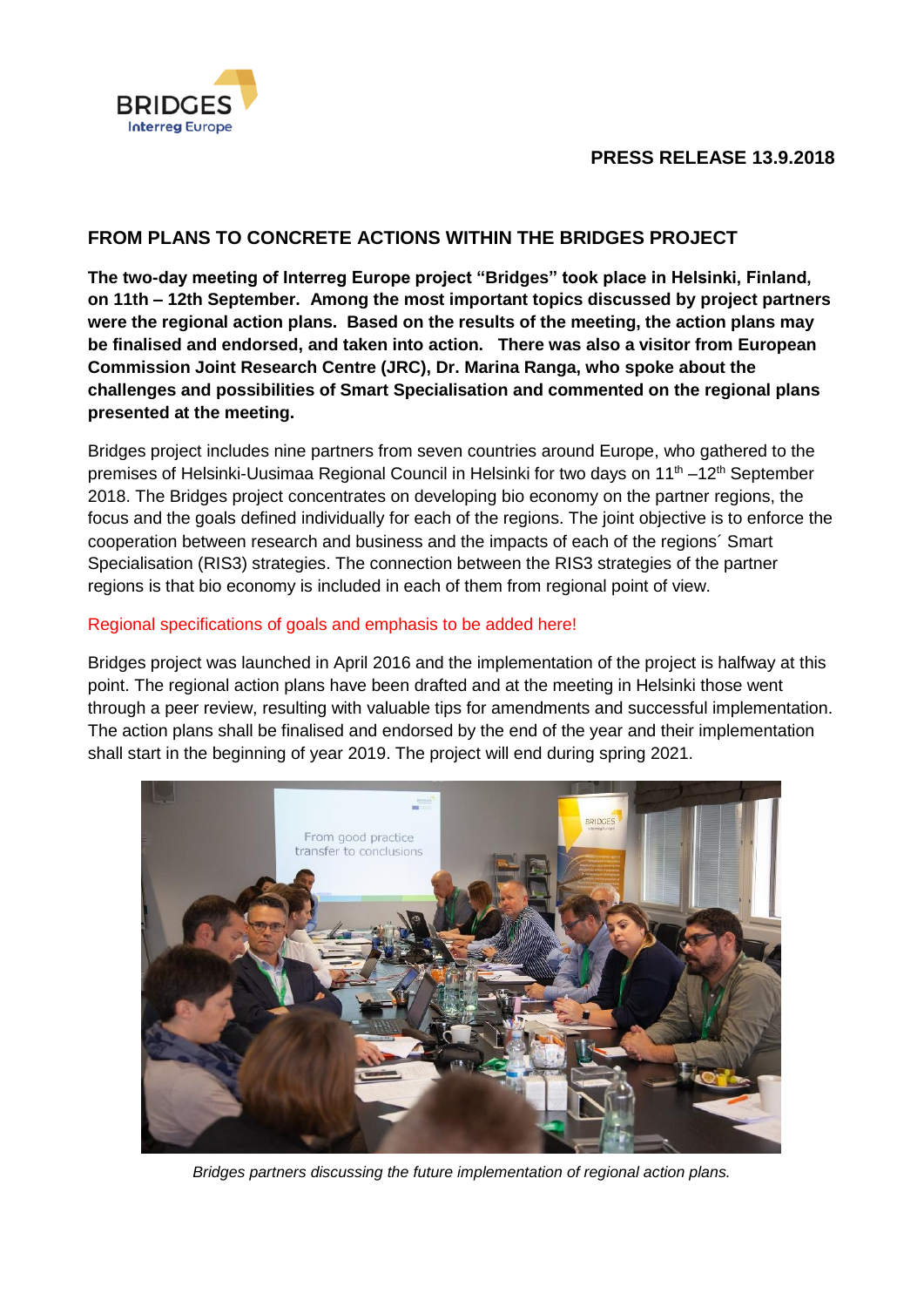**PRESS RELEASE 13.9.2018**

## FROM PLANS TO CONCRETE ACTIONS WITHIN THE BRIDGES PROJECT

**The two-day meeting of Interreg Europe project "Bridges" took place in Helsinki, Finland, on 11th – 12th September. Among the most important topics discussed by project partners were the regional action plans. Based on the results of the meeting, the action plans may be finalised and endorsed, and taken into action. There was also a visitor from European Commission Joint Research Centre (JRC), Dr. Marina Ranga, who spoke about the challenges and possibilities of Smart Specialisation and commented on the regional plans presented at the meeting.**

Bridges project includes nine partners from seven countries around Europe, who gathered to the premises of Helsinki-Uusimaa Regional Council in Helsinki for two days on 11th –12th September 2018. The Bridges project concentrates on developing bio economy on the partner regions, the focus and the goals defined individually for each of the regions. The joint objective is to enforce the cooperation between research and business and the impacts of each of the regions´ Smart Specialisation (RIS3) strategies. The connection between the RIS3 strategies of the partner regions is that bio economy is included in each of them from regional point of view.

Regional specifications of goals and emphasis to be added here!

Bridges project was launched in April 2016 and the implementation of the project is halfway at this point. The regional action plans have been drafted and at the meeting in Helsinki those went through a peer review, resulting with valuable tips for amendments and successful implementation. The action plans shall be finalised and endorsed by the end of the year and their implementation shall start in the beginning of year 2019. The project will end during spring 2021.

*Bridges partners discussing the future implementation of regional action plans.*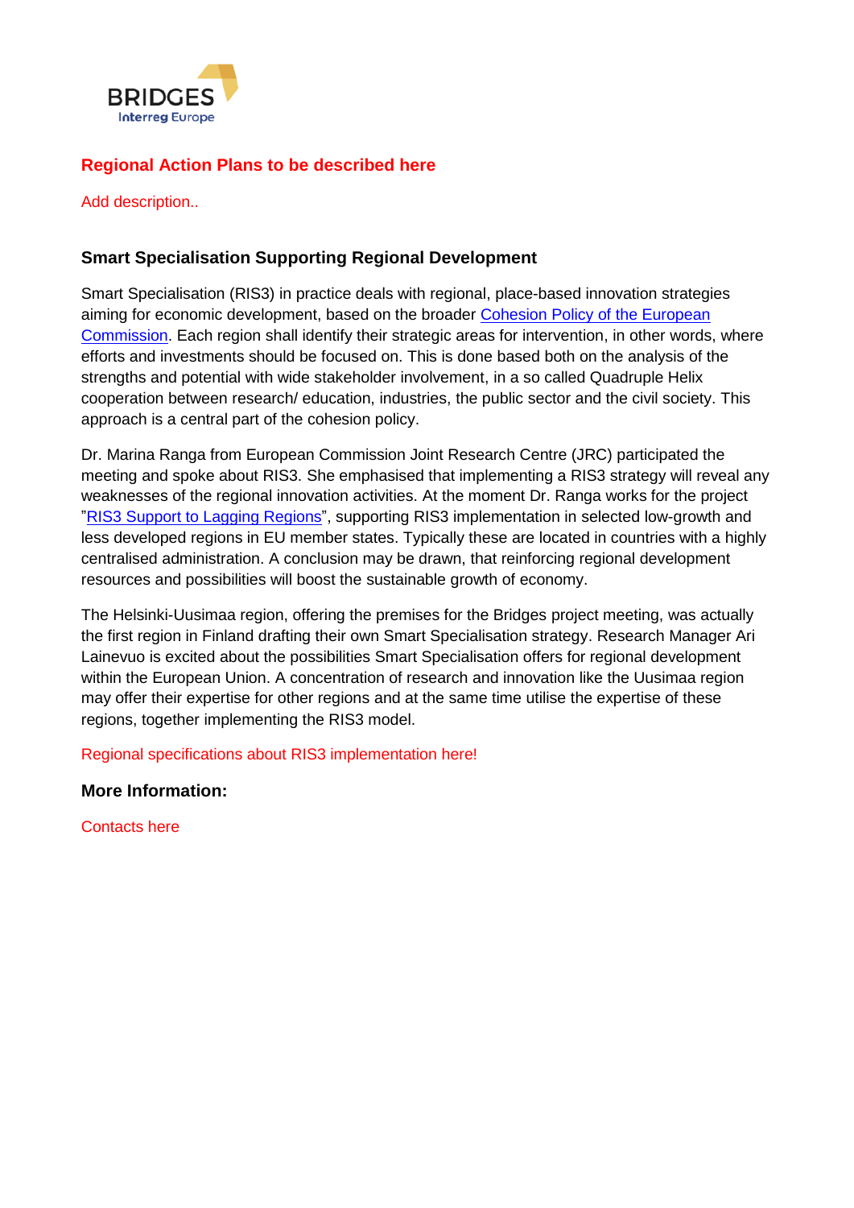## Regional Action Plans to be described here

Add description..

### Smart Specialisation Supporting Regional Development

Smart Specialisation (RIS3) in practice deals with regional, place-based innovation strategies aiming for economic development, based on the broader [Cohesion Policy of the European Commission](). Each region shall identify their strategic areas for intervention, in other words, where efforts and investments should be focused on. This is done based both on the analysis of the strengths and potential with wide stakeholder involvement, in a so called Quadruple Helix cooperation between research/ education, industries, the public sector and the civil society. This approach is a central part of the cohesion policy.

Dr. Marina Ranga from European Commission Joint Research Centre (JRC) participated the meeting and spoke about RIS3. She emphasised that implementing a RIS3 strategy will reveal any weaknesses of the regional innovation activities. At the moment Dr. Ranga works for the project "[RIS3 Support to Lagging Regions]()", supporting RIS3 implementation in selected low-growth and less developed regions in EU member states. Typically these are located in countries with a highly centralised administration. A conclusion may be drawn, that reinforcing regional development resources and possibilities will boost the sustainable growth of economy.

The Helsinki-Uusimaa region, offering the premises for the Bridges project meeting, was actually the first region in Finland drafting their own Smart Specialisation strategy. Research Manager Ari Lainevuo is excited about the possibilities Smart Specialisation offers for regional development within the European Union. A concentration of research and innovation like the Uusimaa region may offer their expertise for other regions and at the same time utilise the expertise of these regions, together implementing the RIS3 model.

Regional specifications about RIS3 implementation here!

**More Information:**

Contacts here